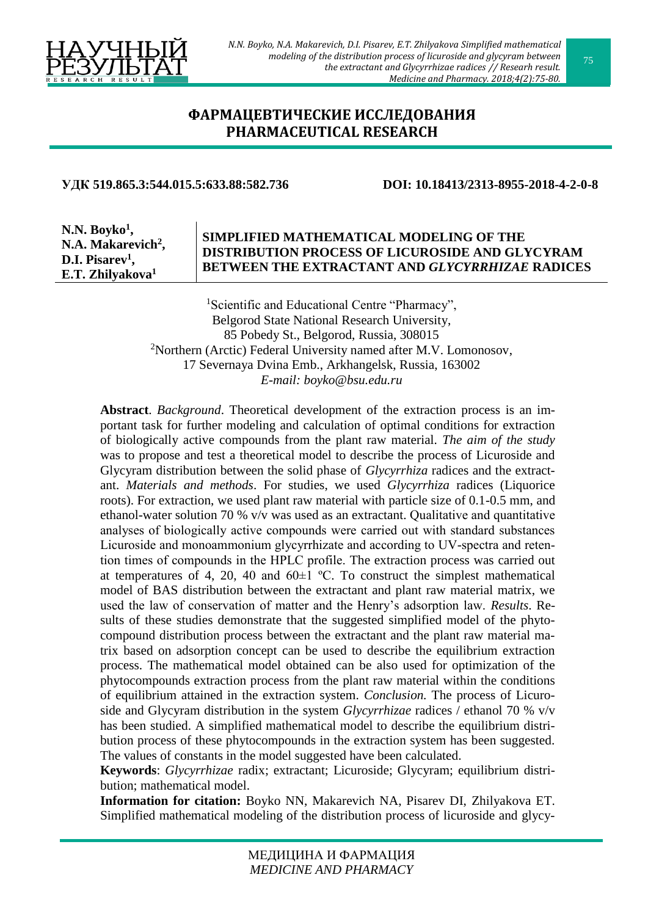# ФАРМАЦЕВТИЧЕСКИЕ ИССЛЕДОВАНИЯ
# PHARMACEUTICAL RESEARCH

**УДК 519.865.3:544.015.5:633.88:582.736** **DOI: 10.18413/2313-8955-2018-4-2-0-8**

**N.N. Boyko[1], N.A. Makarevich[2], D.I. Pisarev[1], E.T. Zhilyakova[1]**

## SIMPLIFIED MATHEMATICAL MODELING OF THE DISTRIBUTION PROCESS OF LICUROSIDE AND GLYCYRAM BETWEEN THE EXTRACTANT AND *GLYCYRRHIZAE* RADICES

[1]Scientific and Educational Centre "Pharmacy",
Belgorod State National Research University,
85 Pobedy St., Belgorod, Russia, 308015
[2]Northern (Arctic) Federal University named after M.V. Lomonosov,
17 Severnaya Dvina Emb., Arkhangelsk, Russia, 163002
*E-mail: boyko@bsu.edu.ru*

**Abstract**. *Background*. Theoretical development of the extraction process is an important task for further modeling and calculation of optimal conditions for extraction of biologically active compounds from the plant raw material. *The aim of the study* was to propose and test a theoretical model to describe the process of Licuroside and Glycyram distribution between the solid phase of *Glycyrrhiza* radices and the extractant. *Materials and methods*. For studies, we used *Glycyrrhiza* radices (Liquorice roots). For extraction, we used plant raw material with particle size of 0.1-0.5 mm, and ethanol-water solution 70 % v/v was used as an extractant. Qualitative and quantitative analyses of biologically active compounds were carried out with standard substances Licuroside and monoammonium glycyrrhizate and according to UV-spectra and retention times of compounds in the HPLC profile. The extraction process was carried out at temperatures of 4, 20, 40 and 60±1 ºC. To construct the simplest mathematical model of BAS distribution between the extractant and plant raw material matrix, we used the law of conservation of matter and the Henry's adsorption law. *Results*. Results of these studies demonstrate that the suggested simplified model of the phytocompound distribution process between the extractant and the plant raw material matrix based on adsorption concept can be used to describe the equilibrium extraction process. The mathematical model obtained can be also used for optimization of the phytocompounds extraction process from the plant raw material within the conditions of equilibrium attained in the extraction system. *Conclusion.* The process of Licuroside and Glycyram distribution in the system *Glycyrrhizae* radices / ethanol 70 % v/v has been studied. A simplified mathematical model to describe the equilibrium distribution process of these phytocompounds in the extraction system has been suggested. The values of constants in the model suggested have been calculated.

**Keywords**: *Glycyrrhizae* radix; extractant; Licuroside; Glycyram; equilibrium distribution; mathematical model.

**Information for citation:** Boyko NN, Makarevich NA, Pisarev DI, Zhilyakova ET. Simplified mathematical modeling of the distribution process of licuroside and glycy-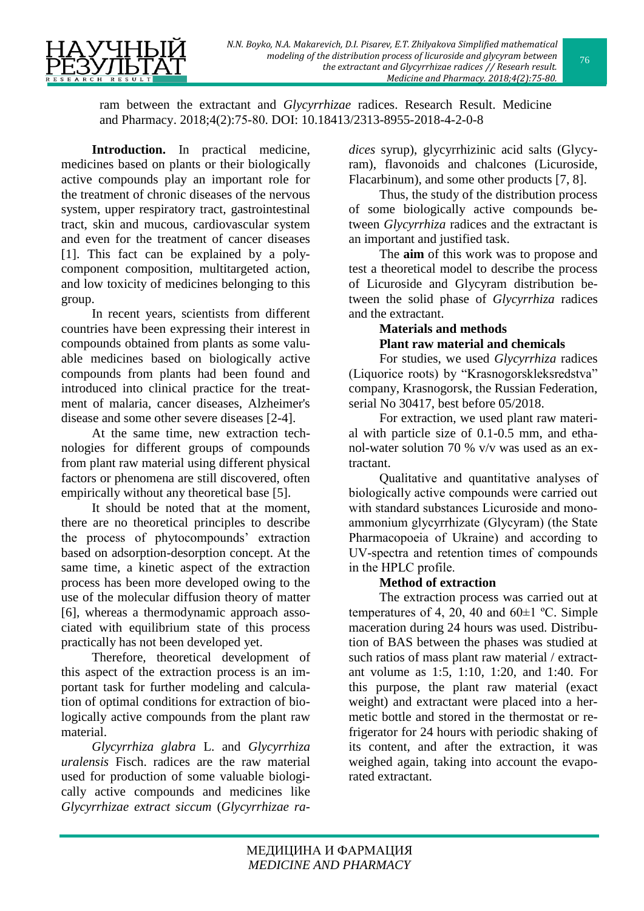ram between the extractant and *Glycyrrhizae* radices. Research Result. Medicine and Pharmacy. 2018;4(2):75-80. DOI: 10.18413/2313-8955-2018-4-2-0-8

**Introduction.** In practical medicine, medicines based on plants or their biologically active compounds play an important role for the treatment of chronic diseases of the nervous system, upper respiratory tract, gastrointestinal tract, skin and mucous, cardiovascular system and even for the treatment of cancer diseases [1]. This fact can be explained by a polycomponent composition, multitargeted action, and low toxicity of medicines belonging to this group.

In recent years, scientists from different countries have been expressing their interest in compounds obtained from plants as some valuable medicines based on biologically active compounds from plants had been found and introduced into clinical practice for the treatment of malaria, cancer diseases, Alzheimer's disease and some other severe diseases [2-4].

At the same time, new extraction technologies for different groups of compounds from plant raw material using different physical factors or phenomena are still discovered, often empirically without any theoretical base [5].

It should be noted that at the moment, there are no theoretical principles to describe the process of phytocompounds' extraction based on adsorption-desorption concept. At the same time, a kinetic aspect of the extraction process has been more developed owing to the use of the molecular diffusion theory of matter [6], whereas a thermodynamic approach associated with equilibrium state of this process practically has not been developed yet.

Therefore, theoretical development of this aspect of the extraction process is an important task for further modeling and calculation of optimal conditions for extraction of biologically active compounds from the plant raw material.

*Glycyrrhiza glabra* L. and *Glycyrrhiza uralensis* Fisch. radices are the raw material used for production of some valuable biologically active compounds and medicines like *Glycyrrhizae extract siccum* (*Glycyrrhizae radices* syrup), glycyrrhizinic acid salts (Glycyram), flavonoids and chalcones (Licuroside, Flacarbinum), and some other products [7, 8].

Thus, the study of the distribution process of some biologically active compounds between *Glycyrrhiza* radices and the extractant is an important and justified task.

The **aim** of this work was to propose and test a theoretical model to describe the process of Licuroside and Glycyram distribution between the solid phase of *Glycyrrhiza* radices and the extractant.

## Materials and methods

### Plant raw material and chemicals

For studies, we used *Glycyrrhiza* radices (Liquorice roots) by "Krasnogorskleksredstva" company, Krasnogorsk, the Russian Federation, serial No 30417, best before 05/2018.

For extraction, we used plant raw material with particle size of 0.1-0.5 mm, and ethanol-water solution 70 % v/v was used as an extractant.

Qualitative and quantitative analyses of biologically active compounds were carried out with standard substances Licuroside and monoammonium glycyrrhizate (Glycyram) (the State Pharmacopoeia of Ukraine) and according to UV-spectra and retention times of compounds in the HPLC profile.

### Method of extraction

The extraction process was carried out at temperatures of 4, 20, 40 and 60±1 ºC. Simple maceration during 24 hours was used. Distribution of BAS between the phases was studied at such ratios of mass plant raw material / extractant volume as 1:5, 1:10, 1:20, and 1:40. For this purpose, the plant raw material (exact weight) and extractant were placed into a hermetic bottle and stored in the thermostat or refrigerator for 24 hours with periodic shaking of its content, and after the extraction, it was weighed again, taking into account the evaporated extractant.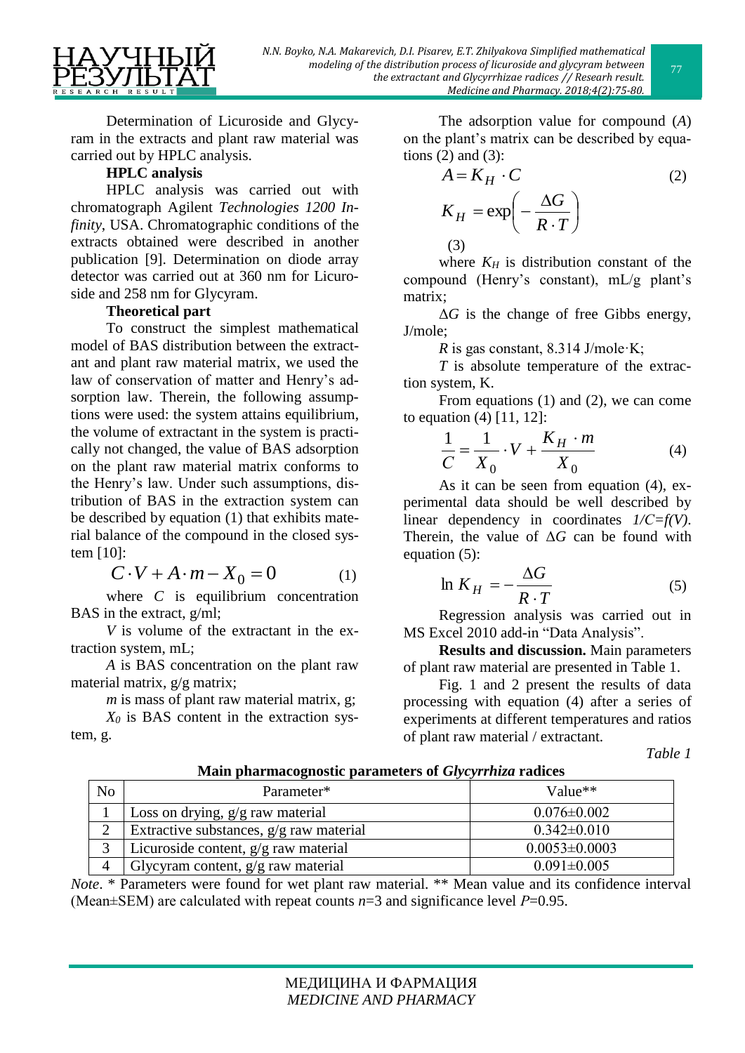Determination of Licuroside and Glycyram in the extracts and plant raw material was carried out by HPLC analysis.

**HPLC analysis**

HPLC analysis was carried out with chromatograph Agilent *Technologies 1200 Infinity*, USA. Chromatographic conditions of the extracts obtained were described in another publication [9]. Determination on diode array detector was carried out at 360 nm for Licuroside and 258 nm for Glycyram.

**Theoretical part**

To construct the simplest mathematical model of BAS distribution between the extractant and plant raw material matrix, we used the law of conservation of matter and Henry's adsorption law. Therein, the following assumptions were used: the system attains equilibrium, the volume of extractant in the system is practically not changed, the value of BAS adsorption on the plant raw material matrix conforms to the Henry's law. Under such assumptions, distribution of BAS in the extraction system can be described by equation (1) that exhibits material balance of the compound in the closed system [10]:

$$C \cdot V + A \cdot m - X_0 = 0 \qquad (1)$$

where $C$ is equilibrium concentration BAS in the extract, g/ml;

$V$ is volume of the extractant in the extraction system, mL;

$A$ is BAS concentration on the plant raw material matrix, g/g matrix;

$m$ is mass of plant raw material matrix, g;

$X_0$ is BAS content in the extraction system, g.

The adsorption value for compound ($A$) on the plant's matrix can be described by equations (2) and (3):

$$A = K_H \cdot C \qquad (2)$$

$$K_H = \exp\left(-\frac{\Delta G}{R \cdot T}\right) \qquad (3)$$

where $K_H$ is distribution constant of the compound (Henry's constant), mL/g plant's matrix;

$\Delta G$ is the change of free Gibbs energy, J/mole;

$R$ is gas constant, 8.314 J/mole·K;

$T$ is absolute temperature of the extraction system, K.

From equations (1) and (2), we can come to equation (4) [11, 12]:

$$\frac{1}{C} = \frac{1}{X_0} \cdot V + \frac{K_H \cdot m}{X_0} \qquad (4)$$

As it can be seen from equation (4), experimental data should be well described by linear dependency in coordinates $1/C=f(V)$. Therein, the value of $\Delta G$ can be found with equation (5):

$$\ln K_H = -\frac{\Delta G}{R \cdot T} \qquad (5)$$

Regression analysis was carried out in MS Excel 2010 add-in "Data Analysis".

**Results and discussion.** Main parameters of plant raw material are presented in Table 1.

Fig. 1 and 2 present the results of data processing with equation (4) after a series of experiments at different temperatures and ratios of plant raw material / extractant.

*Table 1*

**Main pharmacognostic parameters of *Glycyrrhiza* radices**

| No | Parameter* | Value** |
|---|---|---|
| 1 | Loss on drying, g/g raw material | 0.076±0.002 |
| 2 | Extractive substances, g/g raw material | 0.342±0.010 |
| 3 | Licuroside content, g/g raw material | 0.0053±0.0003 |
| 4 | Glycyram content, g/g raw material | 0.091±0.005 |

*Note*. * Parameters were found for wet plant raw material. ** Mean value and its confidence interval (Mean±SEM) are calculated with repeat counts $n$=3 and significance level $P$=0.95.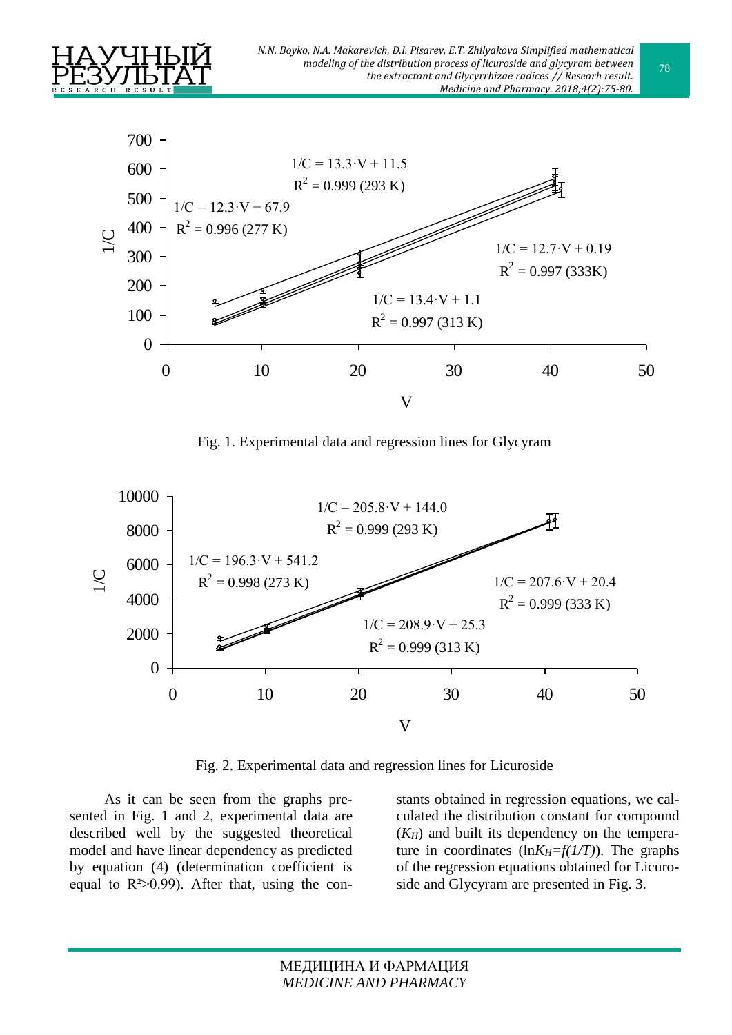Fig. 1. Experimental data and regression lines for Glycyram

Fig. 2. Experimental data and regression lines for Licuroside

As it can be seen from the graphs presented in Fig. 1 and 2, experimental data are described well by the suggested theoretical model and have linear dependency as predicted by equation (4) (determination coefficient is equal to $R^2>0.99$). After that, using the constants obtained in regression equations, we calculated the distribution constant for compound ($K_H$) and built its dependency on the temperature in coordinates ($\ln K_H=f(1/T)$). The graphs of the regression equations obtained for Licuroside and Glycyram are presented in Fig. 3.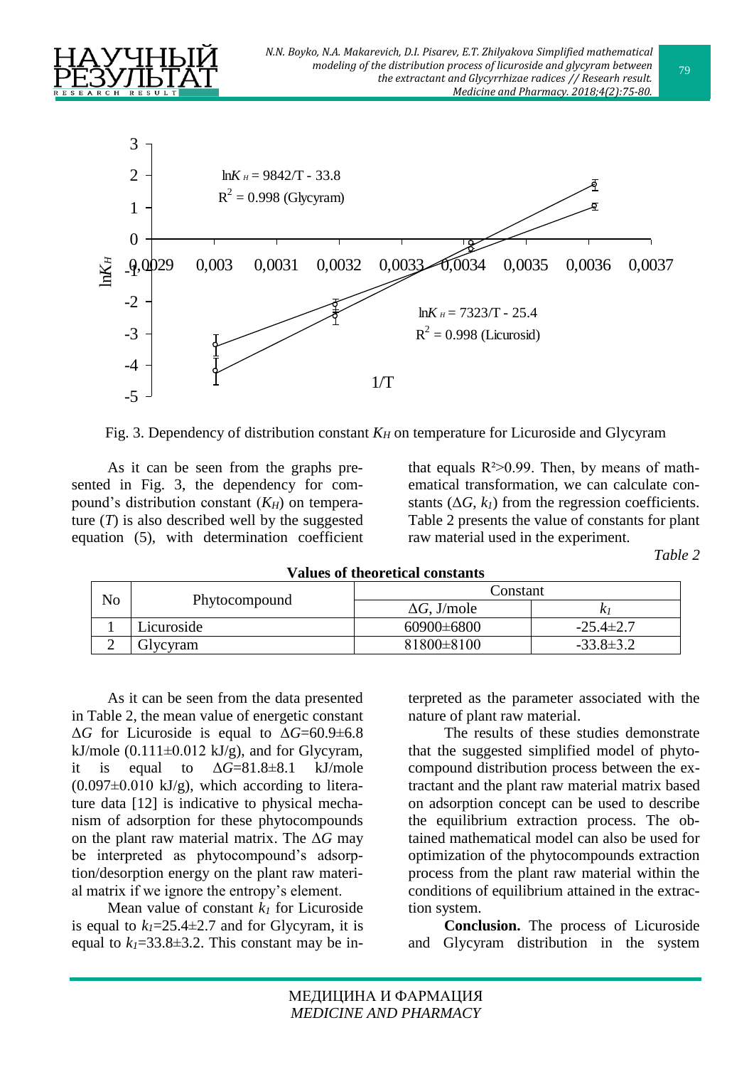Fig. 3. Dependency of distribution constant $K_H$ on temperature for Licuroside and Glycyram

As it can be seen from the graphs presented in Fig. 3, the dependency for compound's distribution constant ($K_H$) on temperature ($T$) is also described well by the suggested equation (5), with determination coefficient that equals $R^2$>0.99. Then, by means of mathematical transformation, we can calculate constants ($\Delta G$, $k_1$) from the regression coefficients. Table 2 presents the value of constants for plant raw material used in the experiment.

*Table 2*

**Values of theoretical constants**

| No | Phytocompound | Constant | |
|---|---|---|---|
| | | $\Delta G$, J/mole | $k_1$ |
| 1 | Licuroside | 60900±6800 | -25.4±2.7 |
| 2 | Glycyram | 81800±8100 | -33.8±3.2 |

As it can be seen from the data presented in Table 2, the mean value of energetic constant $\Delta G$ for Licuroside is equal to $\Delta G$=60.9±6.8 kJ/mole (0.111±0.012 kJ/g), and for Glycyram, it is equal to $\Delta G$=81.8±8.1 kJ/mole (0.097±0.010 kJ/g), which according to literature data [12] is indicative to physical mechanism of adsorption for these phytocompounds on the plant raw material matrix. The $\Delta G$ may be interpreted as phytocompound's adsorption/desorption energy on the plant raw material matrix if we ignore the entropy's element.

Mean value of constant $k_1$ for Licuroside is equal to $k_1$=25.4±2.7 and for Glycyram, it is equal to $k_1$=33.8±3.2. This constant may be interpreted as the parameter associated with the nature of plant raw material.

The results of these studies demonstrate that the suggested simplified model of phytocompound distribution process between the extractant and the plant raw material matrix based on adsorption concept can be used to describe the equilibrium extraction process. The obtained mathematical model can also be used for optimization of the phytocompounds extraction process from the plant raw material within the conditions of equilibrium attained in the extraction system.

**Conclusion.** The process of Licuroside and Glycyram distribution in the system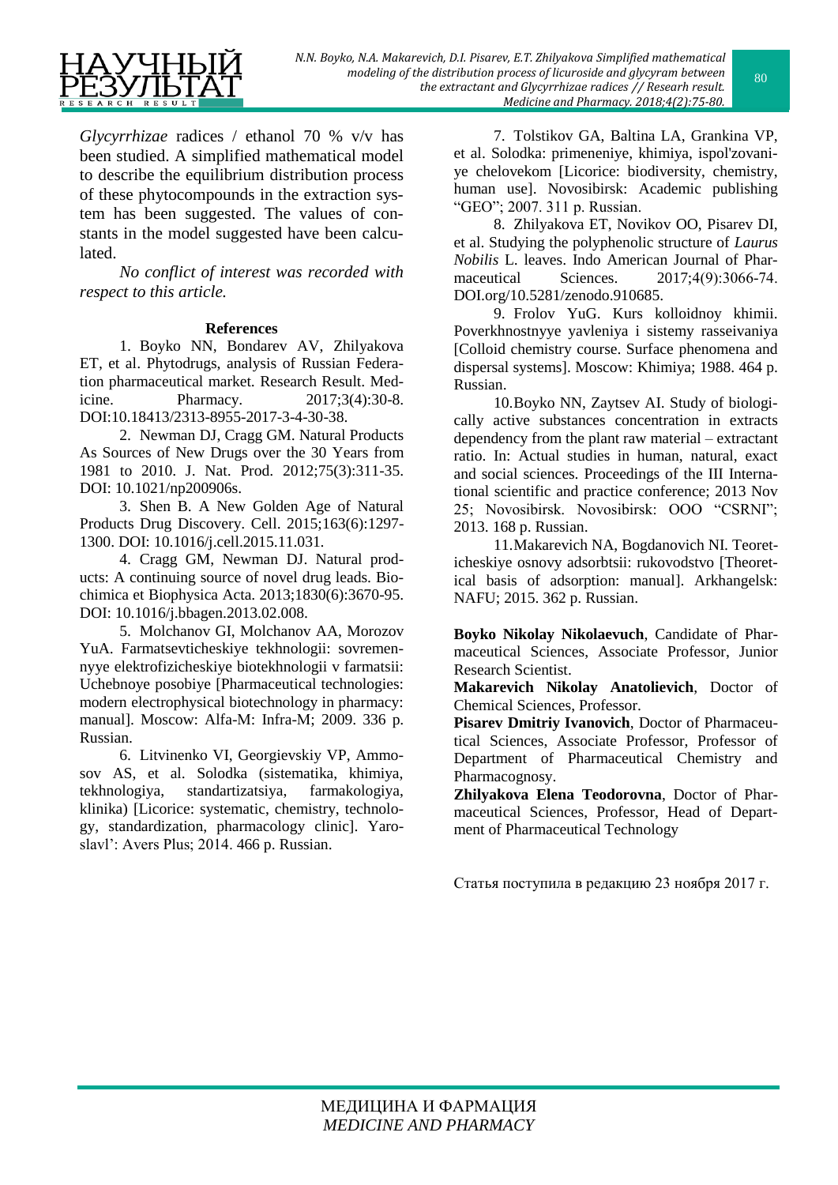*Glycyrrhizae* radices / ethanol 70 % v/v has been studied. A simplified mathematical model to describe the equilibrium distribution process of these phytocompounds in the extraction system has been suggested. The values of constants in the model suggested have been calculated.

*No conflict of interest was recorded with respect to this article.*

## References

1. Boyko NN, Bondarev AV, Zhilyakova ET, et al. Phytodrugs, analysis of Russian Federation pharmaceutical market. Research Result. Medicine. Pharmacy. 2017;3(4):30-8. DOI:10.18413/2313-8955-2017-3-4-30-38.

2. Newman DJ, Cragg GM. Natural Products As Sources of New Drugs over the 30 Years from 1981 to 2010. J. Nat. Prod. 2012;75(3):311-35. DOI: 10.1021/np200906s.

3. Shen B. A New Golden Age of Natural Products Drug Discovery. Cell. 2015;163(6):1297-1300. DOI: 10.1016/j.cell.2015.11.031.

4. Cragg GM, Newman DJ. Natural products: A continuing source of novel drug leads. Biochimica et Biophysica Acta. 2013;1830(6):3670-95. DOI: 10.1016/j.bbagen.2013.02.008.

5. Molchanov GI, Molchanov AA, Morozov YuA. Farmatsevticheskiye tekhnologii: sovremennyye elektrofizicheskiye biotekhnologii v farmatsii: Uchebnoye posobiye [Pharmaceutical technologies: modern electrophysical biotechnology in pharmacy: manual]. Moscow: Alfa-M: Infra-M; 2009. 336 p. Russian.

6. Litvinenko VI, Georgievskiy VP, Ammosov AS, et al. Solodka (sistematika, khimiya, tekhnologiya, standartizatsiya, farmakologiya, klinika) [Licorice: systematic, chemistry, technology, standardization, pharmacology clinic]. Yaroslavl': Avers Plus; 2014. 466 p. Russian.

7. Tolstikov GA, Baltina LA, Grankina VP, et al. Solodka: primeneniye, khimiya, ispol'zovaniye chelovekom [Licorice: biodiversity, chemistry, human use]. Novosibirsk: Academic publishing "GEO"; 2007. 311 p. Russian.

8. Zhilyakova ET, Novikov OO, Pisarev DI, et al. Studying the polyphenolic structure of *Laurus Nobilis* L. leaves. Indo American Journal of Pharmaceutical Sciences. 2017;4(9):3066-74. DOI.org/10.5281/zenodo.910685.

9. Frolov YuG. Kurs kolloidnoy khimii. Poverkhnostnyye yavleniya i sistemy rasseivaniya [Colloid chemistry course. Surface phenomena and dispersal systems]. Moscow: Khimiya; 1988. 464 p. Russian.

10. Boyko NN, Zaytsev AI. Study of biologically active substances concentration in extracts dependency from the plant raw material – extractant ratio. In: Actual studies in human, natural, exact and social sciences. Proceedings of the III International scientific and practice conference; 2013 Nov 25; Novosibirsk. Novosibirsk: OOO "CSRNI"; 2013. 168 p. Russian.

11. Makarevich NA, Bogdanovich NI. Teoreticheskiye osnovy adsorbtsii: rukovodstvo [Theoretical basis of adsorption: manual]. Arkhangelsk: NAFU; 2015. 362 p. Russian.

**Boyko Nikolay Nikolaevuch**, Candidate of Pharmaceutical Sciences, Associate Professor, Junior Research Scientist.

**Makarevich Nikolay Anatolievich**, Doctor of Chemical Sciences, Professor.

**Pisarev Dmitriy Ivanovich**, Doctor of Pharmaceutical Sciences, Associate Professor, Professor of Department of Pharmaceutical Chemistry and Pharmacognosy.

**Zhilyakova Elena Teodorovna**, Doctor of Pharmaceutical Sciences, Professor, Head of Department of Pharmaceutical Technology

Статья поступила в редакцию 23 ноября 2017 г.